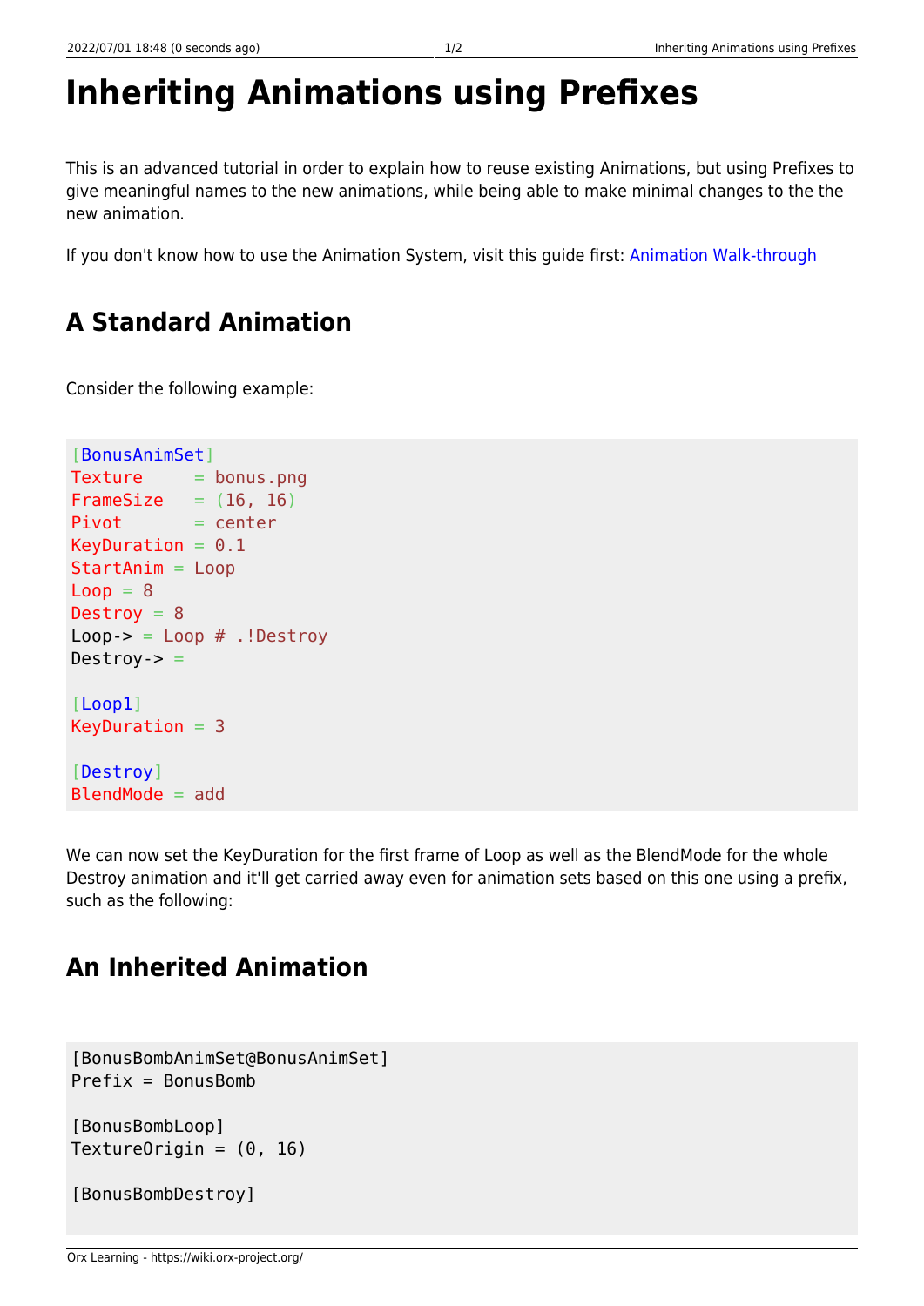# Inheriting Animations using Prefixes

This is an advanced tutorial in order to explain how to reuse existing Animations, but using Prefixes to give meaningful names to the new animations, while being able to make minimal changes to the the new animation.

If you don't know how to use the Animation System, visit this guide first: Animation Walk-through

## A Standard Animation

Consider the following example:

```
[BonusAnimSet]
Texture     = bonus.png
FrameSize   = (16, 16)
Pivot       = center
KeyDuration = 0.1
StartAnim = Loop
Loop = 8
Destroy = 8
Loop-> = Loop # .!Destroy
Destroy-> =

[Loop1]
KeyDuration = 3

[Destroy]
BlendMode = add
```

We can now set the KeyDuration for the first frame of Loop as well as the BlendMode for the whole Destroy animation and it'll get carried away even for animation sets based on this one using a prefix, such as the following:

## An Inherited Animation

```
[BonusBombAnimSet@BonusAnimSet]
Prefix = BonusBomb

[BonusBombLoop]
TextureOrigin = (0, 16)

[BonusBombDestroy]
```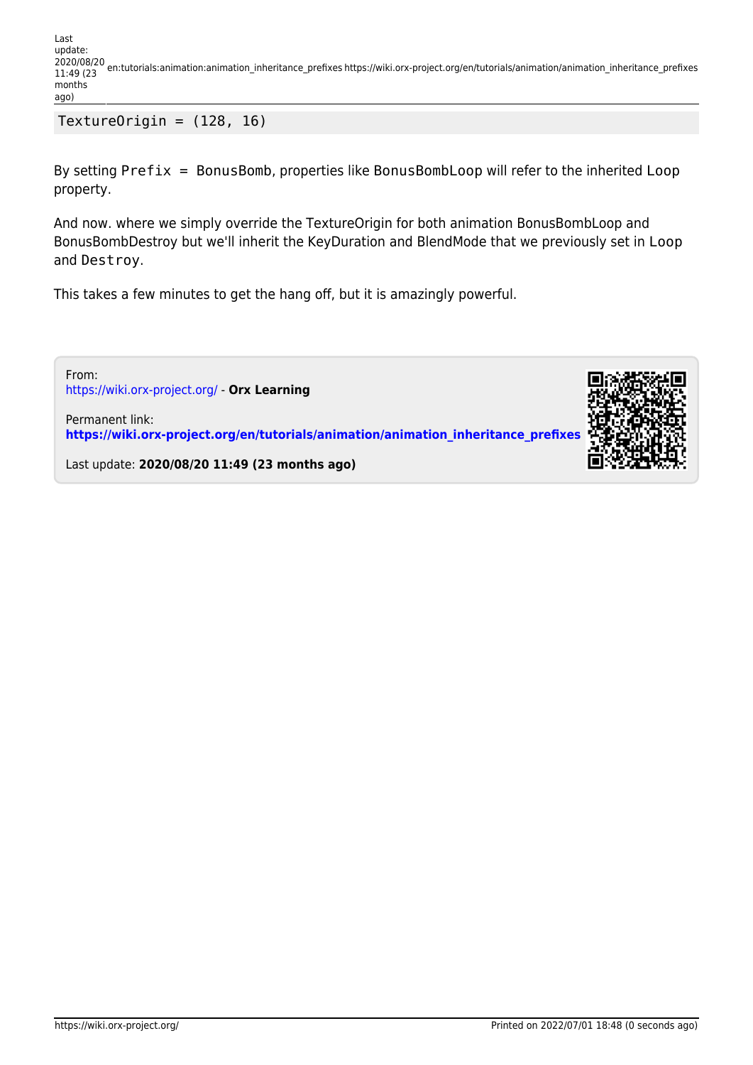```
TextureOrigin = (128, 16)
```

By setting `Prefix = BonusBomb`, properties like `BonusBombLoop` will refer to the inherited `Loop` property.

And now. where we simply override the TextureOrigin for both animation BonusBombLoop and BonusBombDestroy but we'll inherit the KeyDuration and BlendMode that we previously set in `Loop` and `Destroy`.

This takes a few minutes to get the hang off, but it is amazingly powerful.

From:
https://wiki.orx-project.org/ - **Orx Learning**

Permanent link:
**https://wiki.orx-project.org/en/tutorials/animation/animation_inheritance_prefixes**

Last update: **2020/08/20 11:49 (23 months ago)**